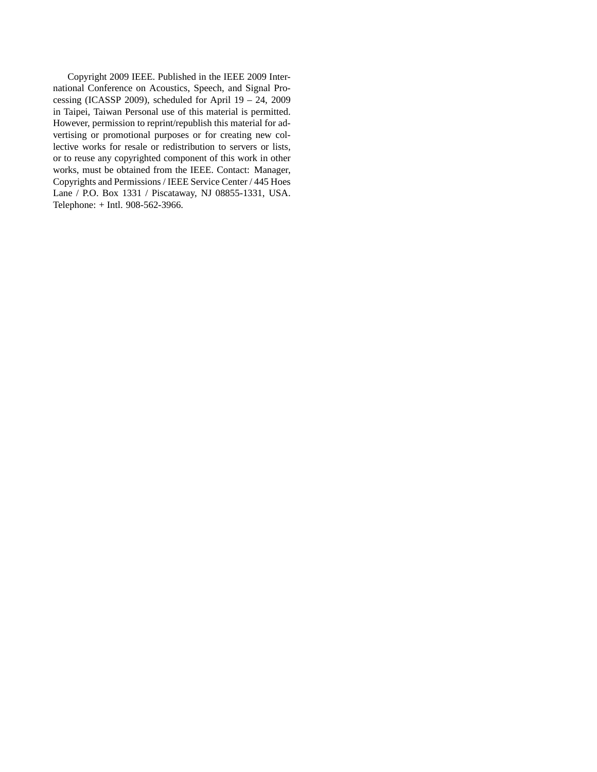Copyright 2009 IEEE. Published in the IEEE 2009 International Conference on Acoustics, Speech, and Signal Processing (ICASSP 2009), scheduled for April 19 – 24, 2009 in Taipei, Taiwan Personal use of this material is permitted. However, permission to reprint/republish this material for advertising or promotional purposes or for creating new collective works for resale or redistribution to servers or lists, or to reuse any copyrighted component of this work in other works, must be obtained from the IEEE. Contact: Manager, Copyrights and Permissions / IEEE Service Center / 445 Hoes Lane / P.O. Box 1331 / Piscataway, NJ 08855-1331, USA. Telephone: + Intl. 908-562-3966.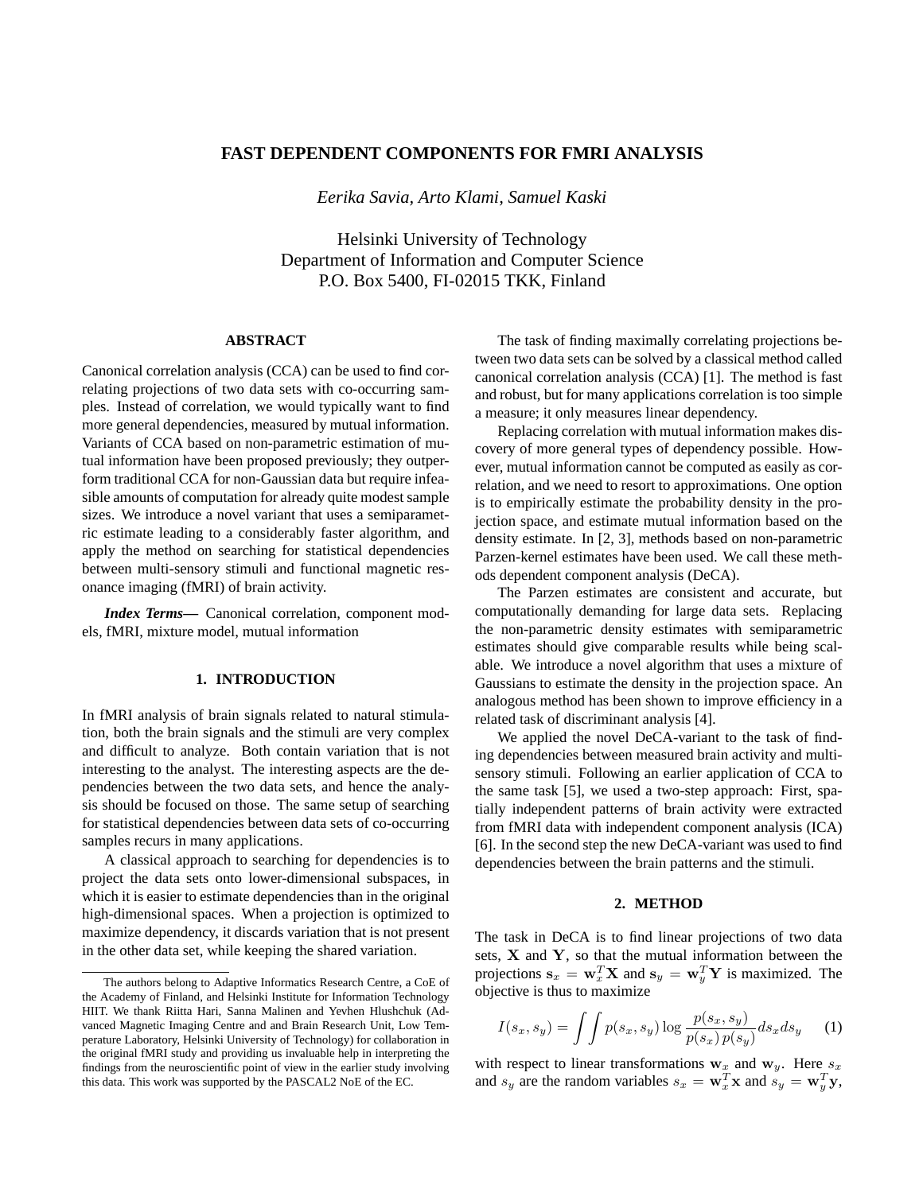# FAST DEPENDENT COMPONENTS FOR FMRI ANALYSIS

*Eerika Savia, Arto Klami, Samuel Kaski*

Helsinki University of Technology
Department of Information and Computer Science
P.O. Box 5400, FI-02015 TKK, Finland

## ABSTRACT

Canonical correlation analysis (CCA) can be used to find correlating projections of two data sets with co-occurring samples. Instead of correlation, we would typically want to find more general dependencies, measured by mutual information. Variants of CCA based on non-parametric estimation of mutual information have been proposed previously; they outperform traditional CCA for non-Gaussian data but require infeasible amounts of computation for already quite modest sample sizes. We introduce a novel variant that uses a semiparametric estimate leading to a considerably faster algorithm, and apply the method on searching for statistical dependencies between multi-sensory stimuli and functional magnetic resonance imaging (fMRI) of brain activity.

***Index Terms***— Canonical correlation, component models, fMRI, mixture model, mutual information

## 1. INTRODUCTION

In fMRI analysis of brain signals related to natural stimulation, both the brain signals and the stimuli are very complex and difficult to analyze. Both contain variation that is not interesting to the analyst. The interesting aspects are the dependencies between the two data sets, and hence the analysis should be focused on those. The same setup of searching for statistical dependencies between data sets of co-occurring samples recurs in many applications.

A classical approach to searching for dependencies is to project the data sets onto lower-dimensional subspaces, in which it is easier to estimate dependencies than in the original high-dimensional spaces. When a projection is optimized to maximize dependency, it discards variation that is not present in the other data set, while keeping the shared variation.

The task of finding maximally correlating projections between two data sets can be solved by a classical method called canonical correlation analysis (CCA) [1]. The method is fast and robust, but for many applications correlation is too simple a measure; it only measures linear dependency.

Replacing correlation with mutual information makes discovery of more general types of dependency possible. However, mutual information cannot be computed as easily as correlation, and we need to resort to approximations. One option is to empirically estimate the probability density in the projection space, and estimate mutual information based on the density estimate. In [2, 3], methods based on non-parametric Parzen-kernel estimates have been used. We call these methods dependent component analysis (DeCA).

The Parzen estimates are consistent and accurate, but computationally demanding for large data sets. Replacing the non-parametric density estimates with semiparametric estimates should give comparable results while being scalable. We introduce a novel algorithm that uses a mixture of Gaussians to estimate the density in the projection space. An analogous method has been shown to improve efficiency in a related task of discriminant analysis [4].

We applied the novel DeCA-variant to the task of finding dependencies between measured brain activity and multi-sensory stimuli. Following an earlier application of CCA to the same task [5], we used a two-step approach: First, spatially independent patterns of brain activity were extracted from fMRI data with independent component analysis (ICA) [6]. In the second step the new DeCA-variant was used to find dependencies between the brain patterns and the stimuli.

## 2. METHOD

The task in DeCA is to find linear projections of two data sets, $\mathbf{X}$ and $\mathbf{Y}$, so that the mutual information between the projections $\mathbf{s}_x = \mathbf{w}_x^T \mathbf{X}$ and $\mathbf{s}_y = \mathbf{w}_y^T \mathbf{Y}$ is maximized. The objective is thus to maximize

$$I(s_x, s_y) = \int\int p(s_x, s_y) \log \frac{p(s_x, s_y)}{p(s_x)\, p(s_y)} ds_x ds_y \qquad (1)$$

with respect to linear transformations $\mathbf{w}_x$ and $\mathbf{w}_y$. Here $s_x$ and $s_y$ are the random variables $s_x = \mathbf{w}_x^T \mathbf{x}$ and $s_y = \mathbf{w}_y^T \mathbf{y}$,

The authors belong to Adaptive Informatics Research Centre, a CoE of the Academy of Finland, and Helsinki Institute for Information Technology HIIT. We thank Riitta Hari, Sanna Malinen and Yevhen Hlushchuk (Advanced Magnetic Imaging Centre and and Brain Research Unit, Low Temperature Laboratory, Helsinki University of Technology) for collaboration in the original fMRI study and providing us invaluable help in interpreting the findings from the neuroscientific point of view in the earlier study involving this data. This work was supported by the PASCAL2 NoE of the EC.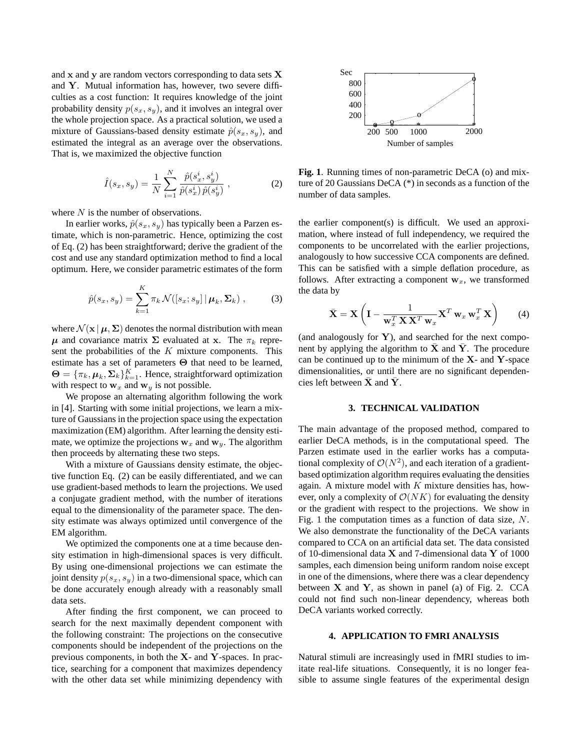and $\mathbf{x}$ and $\mathbf{y}$ are random vectors corresponding to data sets $\mathbf{X}$ and $\mathbf{Y}$. Mutual information has, however, two severe difficulties as a cost function: It requires knowledge of the joint probability density $p(s_x, s_y)$, and it involves an integral over the whole projection space. As a practical solution, we used a mixture of Gaussians-based density estimate $\hat{p}(s_x, s_y)$, and estimated the integral as an average over the observations. That is, we maximized the objective function

$$\hat{I}(s_x, s_y) = \frac{1}{N} \sum_{i=1}^{N} \frac{\hat{p}(s_x^i, s_y^i)}{\hat{p}(s_x^i)\, \hat{p}(s_y^i)} \;, \tag{2}$$

where $N$ is the number of observations.

In earlier works, $\hat{p}(s_x, s_y)$ has typically been a Parzen estimate, which is non-parametric. Hence, optimizing the cost of Eq. (2) has been straightforward; derive the gradient of the cost and use any standard optimization method to find a local optimum. Here, we consider parametric estimates of the form

$$\hat{p}(s_x, s_y) = \sum_{k=1}^{K} \pi_k \, \mathcal{N}([s_x; s_y] \,|\, \boldsymbol{\mu}_k, \boldsymbol{\Sigma}_k) \;, \tag{3}$$

where $\mathcal{N}(\mathbf{x} \,|\, \boldsymbol{\mu}, \boldsymbol{\Sigma})$ denotes the normal distribution with mean $\boldsymbol{\mu}$ and covariance matrix $\boldsymbol{\Sigma}$ evaluated at $\mathbf{x}$. The $\pi_k$ represent the probabilities of the $K$ mixture components. This estimate has a set of parameters $\boldsymbol{\Theta}$ that need to be learned, $\boldsymbol{\Theta} = \{\pi_k, \boldsymbol{\mu}_k, \boldsymbol{\Sigma}_k\}_{k=1}^{K}$. Hence, straightforward optimization with respect to $\mathbf{w}_x$ and $\mathbf{w}_y$ is not possible.

We propose an alternating algorithm following the work in [4]. Starting with some initial projections, we learn a mixture of Gaussians in the projection space using the expectation maximization (EM) algorithm. After learning the density estimate, we optimize the projections $\mathbf{w}_x$ and $\mathbf{w}_y$. The algorithm then proceeds by alternating these two steps.

With a mixture of Gaussians density estimate, the objective function Eq. (2) can be easily differentiated, and we can use gradient-based methods to learn the projections. We used a conjugate gradient method, with the number of iterations equal to the dimensionality of the parameter space. The density estimate was always optimized until convergence of the EM algorithm.

We optimized the components one at a time because density estimation in high-dimensional spaces is very difficult. By using one-dimensional projections we can estimate the joint density $p(s_x, s_y)$ in a two-dimensional space, which can be done accurately enough already with a reasonably small data sets.

After finding the first component, we can proceed to search for the next maximally dependent component with the following constraint: The projections on the consecutive components should be independent of the projections on the previous components, in both the $\mathbf{X}$- and $\mathbf{Y}$-spaces. In practice, searching for a component that maximizes dependency with the other data set while minimizing dependency with the earlier component(s) is difficult. We used an approximation, where instead of full independency, we required the components to be uncorrelated with the earlier projections, analogously to how successive CCA components are defined. This can be satisfied with a simple deflation procedure, as follows. After extracting a component $\mathbf{w}_x$, we transformed the data by

$$\bar{\mathbf{X}} = \mathbf{X} \left( \mathbf{I} - \frac{1}{\mathbf{w}_x^T \, \mathbf{X} \, \mathbf{X}^T \, \mathbf{w}_x} \mathbf{X}^T \, \mathbf{w}_x \, \mathbf{w}_x^T \, \mathbf{X} \right) \tag{4}$$

(and analogously for $\mathbf{Y}$), and searched for the next component by applying the algorithm to $\bar{\mathbf{X}}$ and $\bar{\mathbf{Y}}$. The procedure can be continued up to the minimum of the $\mathbf{X}$- and $\mathbf{Y}$-space dimensionalities, or until there are no significant dependencies left between $\bar{\mathbf{X}}$ and $\bar{\mathbf{Y}}$.

**Fig. 1**. Running times of non-parametric DeCA (o) and mixture of 20 Gaussians DeCA (*) in seconds as a function of the number of data samples.

## 3. TECHNICAL VALIDATION

The main advantage of the proposed method, compared to earlier DeCA methods, is in the computational speed. The Parzen estimate used in the earlier works has a computational complexity of $\mathcal{O}(N^2)$, and each iteration of a gradient-based optimization algorithm requires evaluating the densities again. A mixture model with $K$ mixture densities has, however, only a complexity of $\mathcal{O}(NK)$ for evaluating the density or the gradient with respect to the projections. We show in Fig. 1 the computation times as a function of data size, $N$. We also demonstrate the functionality of the DeCA variants compared to CCA on an artificial data set. The data consisted of 10-dimensional data $\mathbf{X}$ and 7-dimensional data $\mathbf{Y}$ of 1000 samples, each dimension being uniform random noise except in one of the dimensions, where there was a clear dependency between $\mathbf{X}$ and $\mathbf{Y}$, as shown in panel (a) of Fig. 2. CCA could not find such non-linear dependency, whereas both DeCA variants worked correctly.

## 4. APPLICATION TO FMRI ANALYSIS

Natural stimuli are increasingly used in fMRI studies to imitate real-life situations. Consequently, it is no longer feasible to assume single features of the experimental design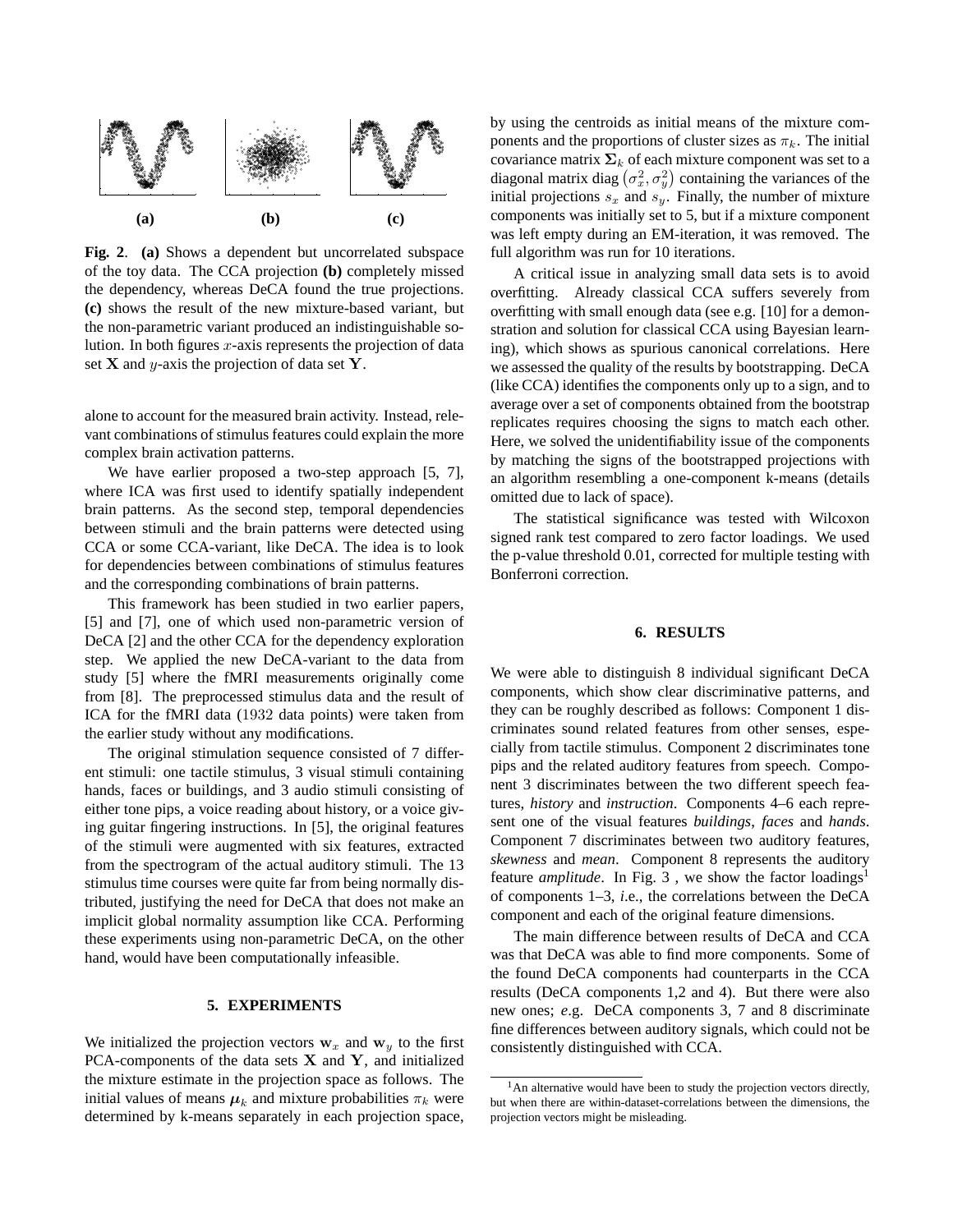(a) (b) (c)

**Fig. 2**. **(a)** Shows a dependent but uncorrelated subspace of the toy data. The CCA projection **(b)** completely missed the dependency, whereas DeCA found the true projections. **(c)** shows the result of the new mixture-based variant, but the non-parametric variant produced an indistinguishable solution. In both figures $x$-axis represents the projection of data set $\mathbf{X}$ and $y$-axis the projection of data set $\mathbf{Y}$.

alone to account for the measured brain activity. Instead, relevant combinations of stimulus features could explain the more complex brain activation patterns.

We have earlier proposed a two-step approach [5, 7], where ICA was first used to identify spatially independent brain patterns. As the second step, temporal dependencies between stimuli and the brain patterns were detected using CCA or some CCA-variant, like DeCA. The idea is to look for dependencies between combinations of stimulus features and the corresponding combinations of brain patterns.

This framework has been studied in two earlier papers, [5] and [7], one of which used non-parametric version of DeCA [2] and the other CCA for the dependency exploration step. We applied the new DeCA-variant to the data from study [5] where the fMRI measurements originally come from [8]. The preprocessed stimulus data and the result of ICA for the fMRI data (1932 data points) were taken from the earlier study without any modifications.

The original stimulation sequence consisted of 7 different stimuli: one tactile stimulus, 3 visual stimuli containing hands, faces or buildings, and 3 audio stimuli consisting of either tone pips, a voice reading about history, or a voice giving guitar fingering instructions. In [5], the original features of the stimuli were augmented with six features, extracted from the spectrogram of the actual auditory stimuli. The 13 stimulus time courses were quite far from being normally distributed, justifying the need for DeCA that does not make an implicit global normality assumption like CCA. Performing these experiments using non-parametric DeCA, on the other hand, would have been computationally infeasible.

## 5. EXPERIMENTS

We initialized the projection vectors $\mathbf{w}_x$ and $\mathbf{w}_y$ to the first PCA-components of the data sets $\mathbf{X}$ and $\mathbf{Y}$, and initialized the mixture estimate in the projection space as follows. The initial values of means $\boldsymbol{\mu}_k$ and mixture probabilities $\pi_k$ were determined by k-means separately in each projection space, by using the centroids as initial means of the mixture components and the proportions of cluster sizes as $\pi_k$. The initial covariance matrix $\boldsymbol{\Sigma}_k$ of each mixture component was set to a diagonal matrix diag $\left(\sigma_x^2, \sigma_y^2\right)$ containing the variances of the initial projections $s_x$ and $s_y$. Finally, the number of mixture components was initially set to 5, but if a mixture component was left empty during an EM-iteration, it was removed. The full algorithm was run for 10 iterations.

A critical issue in analyzing small data sets is to avoid overfitting. Already classical CCA suffers severely from overfitting with small enough data (see e.g. [10] for a demonstration and solution for classical CCA using Bayesian learning), which shows as spurious canonical correlations. Here we assessed the quality of the results by bootstrapping. DeCA (like CCA) identifies the components only up to a sign, and to average over a set of components obtained from the bootstrap replicates requires choosing the signs to match each other. Here, we solved the unidentifiability issue of the components by matching the signs of the bootstrapped projections with an algorithm resembling a one-component k-means (details omitted due to lack of space).

The statistical significance was tested with Wilcoxon signed rank test compared to zero factor loadings. We used the p-value threshold 0.01, corrected for multiple testing with Bonferroni correction.

## 6. RESULTS

We were able to distinguish 8 individual significant DeCA components, which show clear discriminative patterns, and they can be roughly described as follows: Component 1 discriminates sound related features from other senses, especially from tactile stimulus. Component 2 discriminates tone pips and the related auditory features from speech. Component 3 discriminates between the two different speech features, *history* and *instruction*. Components 4–6 each represent one of the visual features *buildings*, *faces* and *hands*. Component 7 discriminates between two auditory features, *skewness* and *mean*. Component 8 represents the auditory feature *amplitude*. In Fig. 3 , we show the factor loadings[1] of components 1–3, *i.e.*, the correlations between the DeCA component and each of the original feature dimensions.

The main difference between results of DeCA and CCA was that DeCA was able to find more components. Some of the found DeCA components had counterparts in the CCA results (DeCA components 1,2 and 4). But there were also new ones; *e.g.* DeCA components 3, 7 and 8 discriminate fine differences between auditory signals, which could not be consistently distinguished with CCA.

[1] An alternative would have been to study the projection vectors directly, but when there are within-dataset-correlations between the dimensions, the projection vectors might be misleading.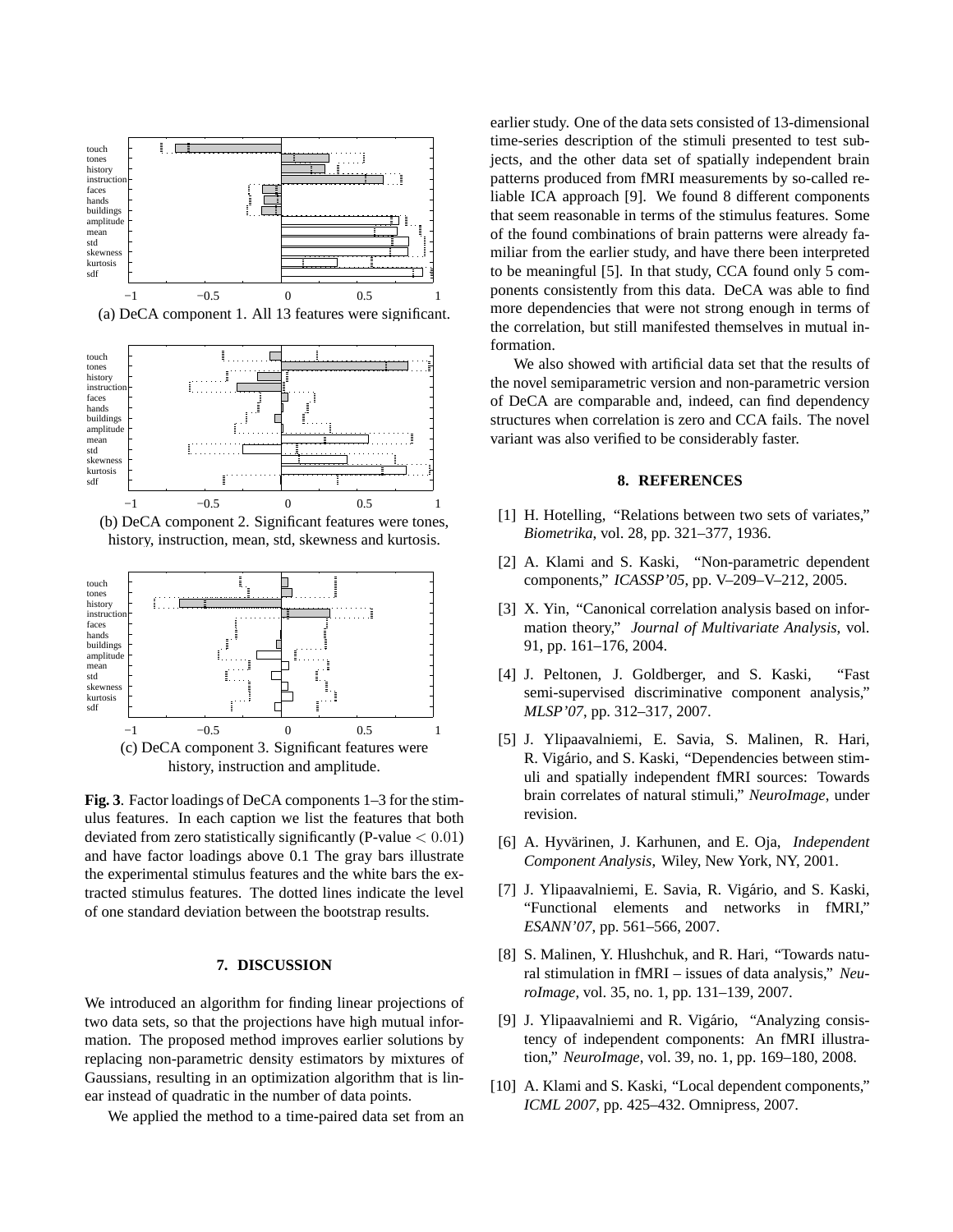touch
tones
history
instruction
faces
hands
buildings
amplitude
mean
std
skewness
kurtosis
sdf

−1 −0.5 0 0.5 1

(a) DeCA component 1. All 13 features were significant.

touch
tones
history
instruction
faces
hands
buildings
amplitude
mean
std
skewness
kurtosis
sdf

−1 −0.5 0 0.5 1

(b) DeCA component 2. Significant features were tones, history, instruction, mean, std, skewness and kurtosis.

touch
tones
history
instruction
faces
hands
buildings
amplitude
mean
std
skewness
kurtosis
sdf

−1 −0.5 0 0.5 1

(c) DeCA component 3. Significant features were history, instruction and amplitude.

**Fig. 3**. Factor loadings of DeCA components 1–3 for the stimulus features. In each caption we list the features that both deviated from zero statistically significantly (P-value $< 0.01$) and have factor loadings above 0.1 The gray bars illustrate the experimental stimulus features and the white bars the extracted stimulus features. The dotted lines indicate the level of one standard deviation between the bootstrap results.

## 7. DISCUSSION

We introduced an algorithm for finding linear projections of two data sets, so that the projections have high mutual information. The proposed method improves earlier solutions by replacing non-parametric density estimators by mixtures of Gaussians, resulting in an optimization algorithm that is linear instead of quadratic in the number of data points.

We applied the method to a time-paired data set from an earlier study. One of the data sets consisted of 13-dimensional time-series description of the stimuli presented to test subjects, and the other data set of spatially independent brain patterns produced from fMRI measurements by so-called reliable ICA approach [9]. We found 8 different components that seem reasonable in terms of the stimulus features. Some of the found combinations of brain patterns were already familiar from the earlier study, and have there been interpreted to be meaningful [5]. In that study, CCA found only 5 components consistently from this data. DeCA was able to find more dependencies that were not strong enough in terms of the correlation, but still manifested themselves in mutual information.

We also showed with artificial data set that the results of the novel semiparametric version and non-parametric version of DeCA are comparable and, indeed, can find dependency structures when correlation is zero and CCA fails. The novel variant was also verified to be considerably faster.

## 8. REFERENCES

[1] H. Hotelling, "Relations between two sets of variates," *Biometrika*, vol. 28, pp. 321–377, 1936.

[2] A. Klami and S. Kaski, "Non-parametric dependent components," *ICASSP'05*, pp. V–209–V–212, 2005.

[3] X. Yin, "Canonical correlation analysis based on information theory," *Journal of Multivariate Analysis*, vol. 91, pp. 161–176, 2004.

[4] J. Peltonen, J. Goldberger, and S. Kaski, "Fast semi-supervised discriminative component analysis," *MLSP'07*, pp. 312–317, 2007.

[5] J. Ylipaavalniemi, E. Savia, S. Malinen, R. Hari, R. Vigário, and S. Kaski, "Dependencies between stimuli and spatially independent fMRI sources: Towards brain correlates of natural stimuli," *NeuroImage*, under revision.

[6] A. Hyvärinen, J. Karhunen, and E. Oja, *Independent Component Analysis*, Wiley, New York, NY, 2001.

[7] J. Ylipaavalniemi, E. Savia, R. Vigário, and S. Kaski, "Functional elements and networks in fMRI," *ESANN'07*, pp. 561–566, 2007.

[8] S. Malinen, Y. Hlushchuk, and R. Hari, "Towards natural stimulation in fMRI – issues of data analysis," *NeuroImage*, vol. 35, no. 1, pp. 131–139, 2007.

[9] J. Ylipaavalniemi and R. Vigário, "Analyzing consistency of independent components: An fMRI illustration," *NeuroImage*, vol. 39, no. 1, pp. 169–180, 2008.

[10] A. Klami and S. Kaski, "Local dependent components," *ICML 2007*, pp. 425–432. Omnipress, 2007.